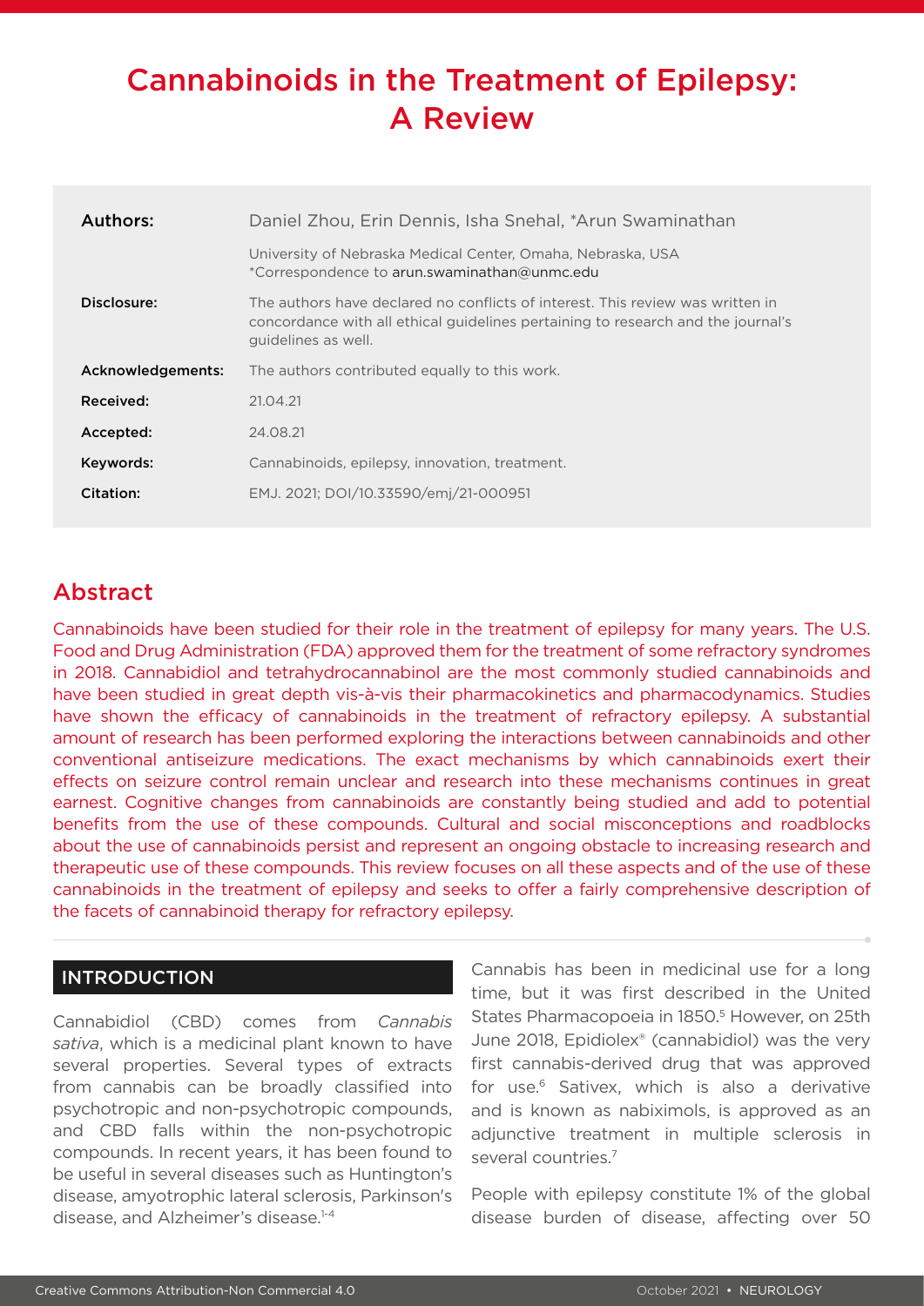# Cannabinoids in the Treatment of Epilepsy: A Review

| | |
|---|---|
| **Authors:** | Daniel Zhou, Erin Dennis, Isha Snehal, *Arun Swaminathan<br>University of Nebraska Medical Center, Omaha, Nebraska, USA<br>*Correspondence to arun.swaminathan@unmc.edu |
| **Disclosure:** | The authors have declared no conflicts of interest. This review was written in concordance with all ethical guidelines pertaining to research and the journal's guidelines as well. |
| **Acknowledgements:** | The authors contributed equally to this work. |
| **Received:** | 21.04.21 |
| **Accepted:** | 24.08.21 |
| **Keywords:** | Cannabinoids, epilepsy, innovation, treatment. |
| **Citation:** | EMJ. 2021; DOI/10.33590/emj/21-000951 |

## Abstract

Cannabinoids have been studied for their role in the treatment of epilepsy for many years. The U.S. Food and Drug Administration (FDA) approved them for the treatment of some refractory syndromes in 2018. Cannabidiol and tetrahydrocannabinol are the most commonly studied cannabinoids and have been studied in great depth vis-à-vis their pharmacokinetics and pharmacodynamics. Studies have shown the efficacy of cannabinoids in the treatment of refractory epilepsy. A substantial amount of research has been performed exploring the interactions between cannabinoids and other conventional antiseizure medications. The exact mechanisms by which cannabinoids exert their effects on seizure control remain unclear and research into these mechanisms continues in great earnest. Cognitive changes from cannabinoids are constantly being studied and add to potential benefits from the use of these compounds. Cultural and social misconceptions and roadblocks about the use of cannabinoids persist and represent an ongoing obstacle to increasing research and therapeutic use of these compounds. This review focuses on all these aspects and of the use of these cannabinoids in the treatment of epilepsy and seeks to offer a fairly comprehensive description of the facets of cannabinoid therapy for refractory epilepsy.

## INTRODUCTION

Cannabidiol (CBD) comes from *Cannabis sativa*, which is a medicinal plant known to have several properties. Several types of extracts from cannabis can be broadly classified into psychotropic and non-psychotropic compounds, and CBD falls within the non-psychotropic compounds. In recent years, it has been found to be useful in several diseases such as Huntington's disease, amyotrophic lateral sclerosis, Parkinson's disease, and Alzheimer's disease.[1-4]

Cannabis has been in medicinal use for a long time, but it was first described in the United States Pharmacopoeia in 1850.[5] However, on 25th June 2018, Epidiolex® (cannabidiol) was the very first cannabis-derived drug that was approved for use.[6] Sativex, which is also a derivative and is known as nabiximols, is approved as an adjunctive treatment in multiple sclerosis in several countries.[7]

People with epilepsy constitute 1% of the global disease burden of disease, affecting over 50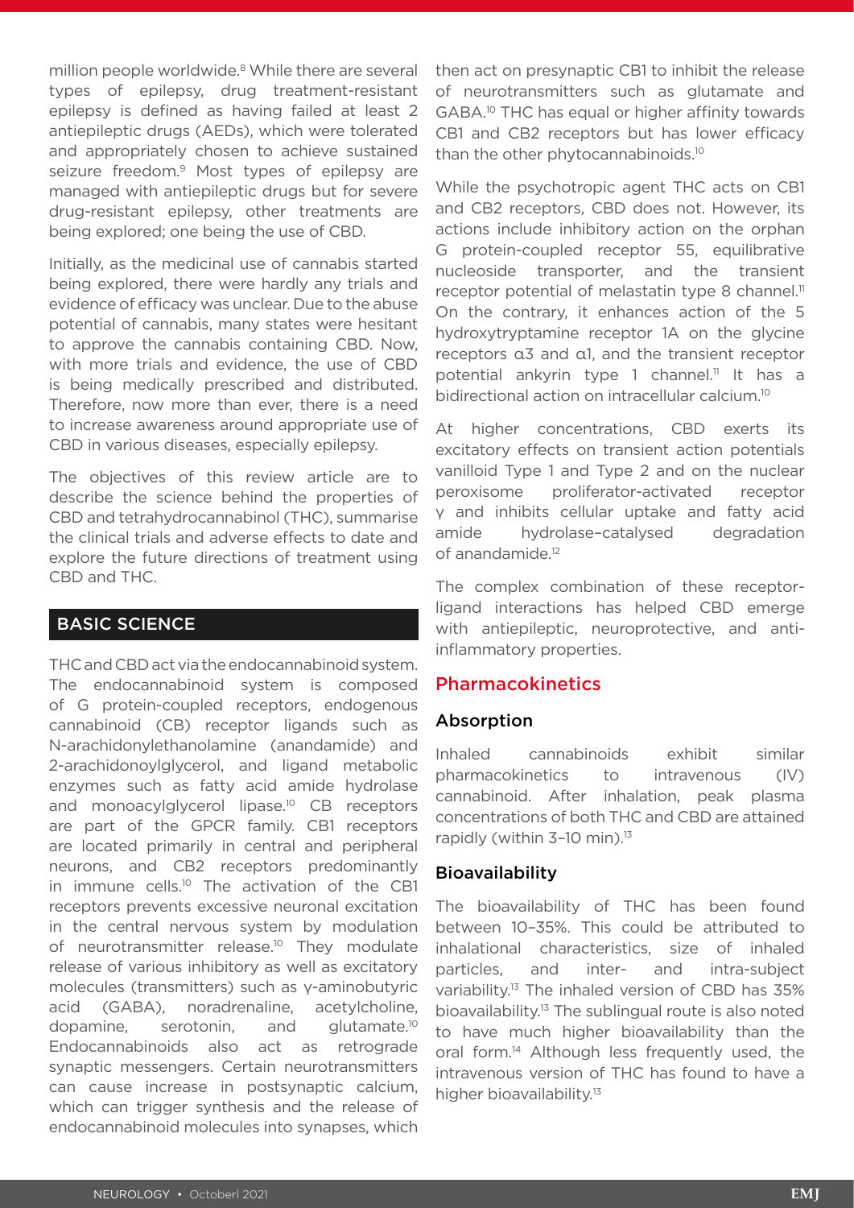million people worldwide.[8] While there are several types of epilepsy, drug treatment-resistant epilepsy is defined as having failed at least 2 antiepileptic drugs (AEDs), which were tolerated and appropriately chosen to achieve sustained seizure freedom.[9] Most types of epilepsy are managed with antiepileptic drugs but for severe drug-resistant epilepsy, other treatments are being explored; one being the use of CBD.

Initially, as the medicinal use of cannabis started being explored, there were hardly any trials and evidence of efficacy was unclear. Due to the abuse potential of cannabis, many states were hesitant to approve the cannabis containing CBD. Now, with more trials and evidence, the use of CBD is being medically prescribed and distributed. Therefore, now more than ever, there is a need to increase awareness around appropriate use of CBD in various diseases, especially epilepsy.

The objectives of this review article are to describe the science behind the properties of CBD and tetrahydrocannabinol (THC), summarise the clinical trials and adverse effects to date and explore the future directions of treatment using CBD and THC.

## BASIC SCIENCE

THC and CBD act via the endocannabinoid system. The endocannabinoid system is composed of G protein-coupled receptors, endogenous cannabinoid (CB) receptor ligands such as N-arachidonylethanolamine (anandamide) and 2-arachidonoylglycerol, and ligand metabolic enzymes such as fatty acid amide hydrolase and monoacylglycerol lipase.[10] CB receptors are part of the GPCR family. CB1 receptors are located primarily in central and peripheral neurons, and CB2 receptors predominantly in immune cells.[10] The activation of the CB1 receptors prevents excessive neuronal excitation in the central nervous system by modulation of neurotransmitter release.[10] They modulate release of various inhibitory as well as excitatory molecules (transmitters) such as γ-aminobutyric acid (GABA), noradrenaline, acetylcholine, dopamine, serotonin, and glutamate.[10] Endocannabinoids also act as retrograde synaptic messengers. Certain neurotransmitters can cause increase in postsynaptic calcium, which can trigger synthesis and the release of endocannabinoid molecules into synapses, which then act on presynaptic CB1 to inhibit the release of neurotransmitters such as glutamate and GABA.[10] THC has equal or higher affinity towards CB1 and CB2 receptors but has lower efficacy than the other phytocannabinoids.[10]

While the psychotropic agent THC acts on CB1 and CB2 receptors, CBD does not. However, its actions include inhibitory action on the orphan G protein-coupled receptor 55, equilibrative nucleoside transporter, and the transient receptor potential of melastatin type 8 channel.[11] On the contrary, it enhances action of the 5 hydroxytryptamine receptor 1A on the glycine receptors α3 and α1, and the transient receptor potential ankyrin type 1 channel.[11] It has a bidirectional action on intracellular calcium.[10]

At higher concentrations, CBD exerts its excitatory effects on transient action potentials vanilloid Type 1 and Type 2 and on the nuclear peroxisome proliferator-activated receptor γ and inhibits cellular uptake and fatty acid amide hydrolase–catalysed degradation of anandamide.[12]

The complex combination of these receptor-ligand interactions has helped CBD emerge with antiepileptic, neuroprotective, and anti-inflammatory properties.

### Pharmacokinetics

#### Absorption

Inhaled cannabinoids exhibit similar pharmacokinetics to intravenous (IV) cannabinoid. After inhalation, peak plasma concentrations of both THC and CBD are attained rapidly (within 3–10 min).[13]

#### Bioavailability

The bioavailability of THC has been found between 10–35%. This could be attributed to inhalational characteristics, size of inhaled particles, and inter- and intra-subject variability.[13] The inhaled version of CBD has 35% bioavailability.[13] The sublingual route is also noted to have much higher bioavailability than the oral form.[14] Although less frequently used, the intravenous version of THC has found to have a higher bioavailability.[13]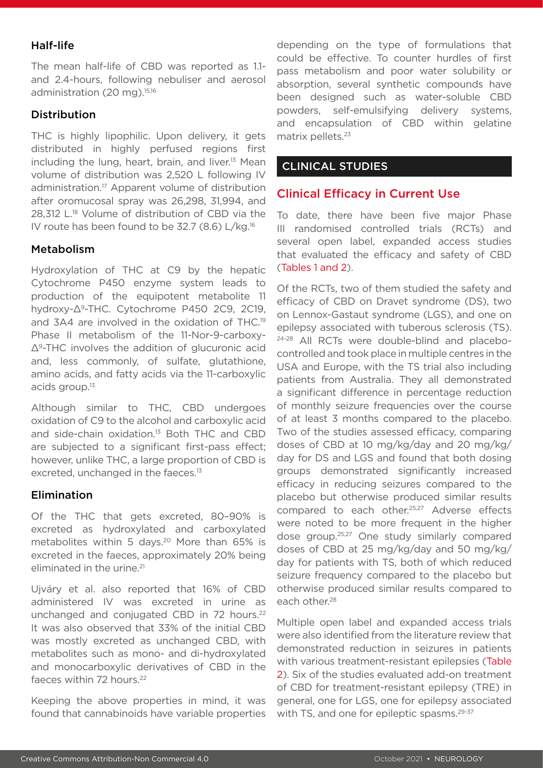### Half-life

The mean half-life of CBD was reported as 1.1- and 2.4-hours, following nebuliser and aerosol administration (20 mg).[15,16]

### Distribution

THC is highly lipophilic. Upon delivery, it gets distributed in highly perfused regions first including the lung, heart, brain, and liver.[13] Mean volume of distribution was 2,520 L following IV administration.[17] Apparent volume of distribution after oromucosal spray was 26,298, 31,994, and 28,312 L.[18] Volume of distribution of CBD via the IV route has been found to be 32.7 (8.6) L/kg.[16]

### Metabolism

Hydroxylation of THC at C9 by the hepatic Cytochrome P450 enzyme system leads to production of the equipotent metabolite 11 hydroxy-$\Delta^9$-THC. Cytochrome P450 2C9, 2C19, and 3A4 are involved in the oxidation of THC.[19] Phase II metabolism of the 11-Nor-9-carboxy-$\Delta^9$-THC involves the addition of glucuronic acid and, less commonly, of sulfate, glutathione, amino acids, and fatty acids via the 11-carboxylic acids group.[13]

Although similar to THC, CBD undergoes oxidation of C9 to the alcohol and carboxylic acid and side-chain oxidation.[13] Both THC and CBD are subjected to a significant first-pass effect; however, unlike THC, a large proportion of CBD is excreted, unchanged in the faeces.[13]

### Elimination

Of the THC that gets excreted, 80–90% is excreted as hydroxylated and carboxylated metabolites within 5 days.[20] More than 65% is excreted in the faeces, approximately 20% being eliminated in the urine.[21]

Ujváry et al. also reported that 16% of CBD administered IV was excreted in urine as unchanged and conjugated CBD in 72 hours.[22] It was also observed that 33% of the initial CBD was mostly excreted as unchanged CBD, with metabolites such as mono- and di-hydroxylated and monocarboxylic derivatives of CBD in the faeces within 72 hours.[22]

Keeping the above properties in mind, it was found that cannabinoids have variable properties depending on the type of formulations that could be effective. To counter hurdles of first pass metabolism and poor water solubility or absorption, several synthetic compounds have been designed such as water-soluble CBD powders, self-emulsifying delivery systems, and encapsulation of CBD within gelatine matrix pellets.[23]

## CLINICAL STUDIES

### Clinical Efficacy in Current Use

To date, there have been five major Phase III randomised controlled trials (RCTs) and several open label, expanded access studies that evaluated the efficacy and safety of CBD (Tables 1 and 2).

Of the RCTs, two of them studied the safety and efficacy of CBD on Dravet syndrome (DS), two on Lennox-Gastaut syndrome (LGS), and one on epilepsy associated with tuberous sclerosis (TS).[24-28] All RCTs were double-blind and placebo-controlled and took place in multiple centres in the USA and Europe, with the TS trial also including patients from Australia. They all demonstrated a significant difference in percentage reduction of monthly seizure frequencies over the course of at least 3 months compared to the placebo. Two of the studies assessed efficacy, comparing doses of CBD at 10 mg/kg/day and 20 mg/kg/day for DS and LGS and found that both dosing groups demonstrated significantly increased efficacy in reducing seizures compared to the placebo but otherwise produced similar results compared to each other.[25,27] Adverse effects were noted to be more frequent in the higher dose group.[25,27] One study similarly compared doses of CBD at 25 mg/kg/day and 50 mg/kg/day for patients with TS, both of which reduced seizure frequency compared to the placebo but otherwise produced similar results compared to each other.[28]

Multiple open label and expanded access trials were also identified from the literature review that demonstrated reduction in seizures in patients with various treatment-resistant epilepsies (Table 2). Six of the studies evaluated add-on treatment of CBD for treatment-resistant epilepsy (TRE) in general, one for LGS, one for epilepsy associated with TS, and one for epileptic spasms.[29-37]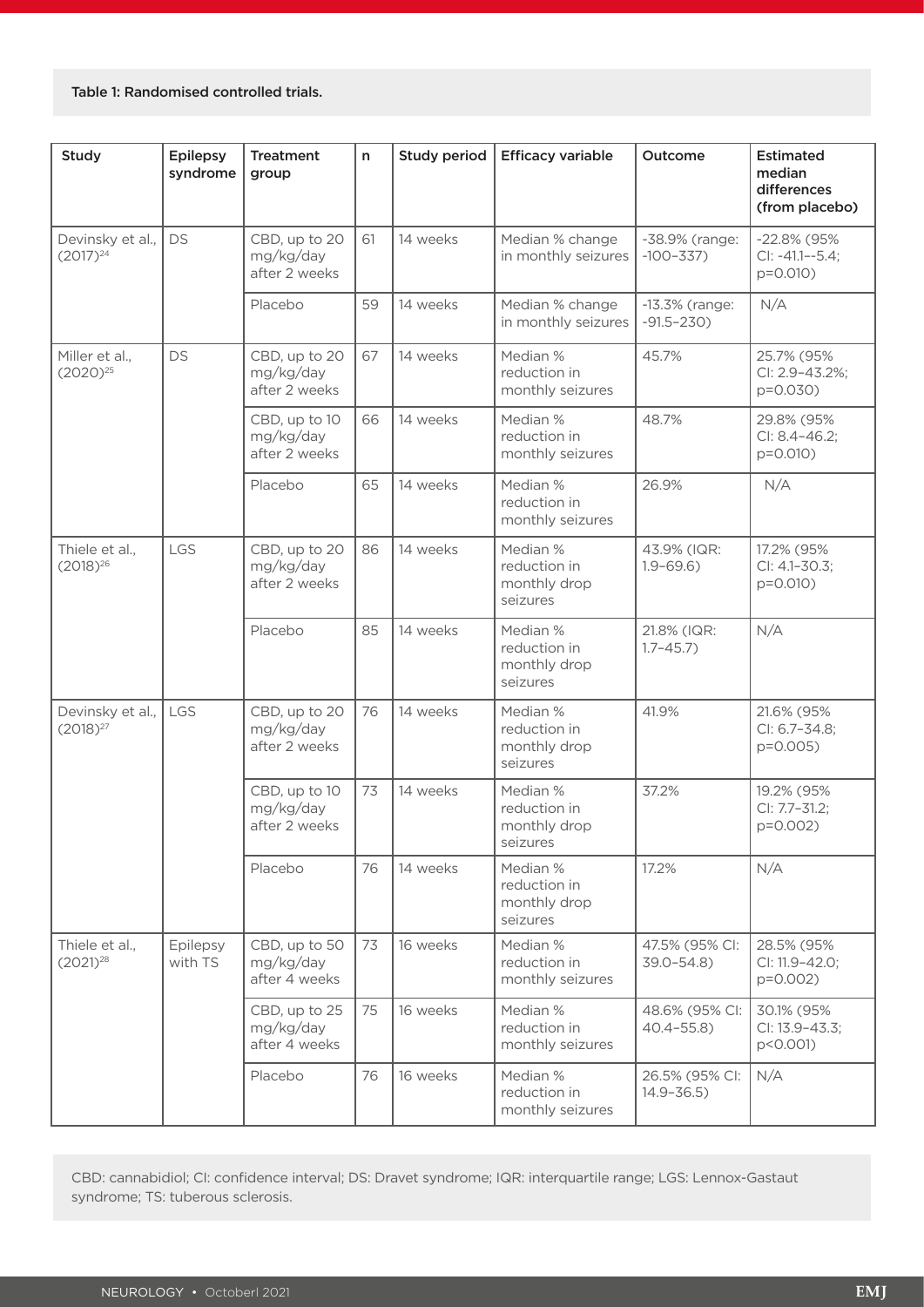Table 1: Randomised controlled trials.

| Study | Epilepsy syndrome | Treatment group | n | Study period | Efficacy variable | Outcome | Estimated median differences (from placebo) |
|---|---|---|---|---|---|---|---|
| Devinsky et al., (2017)[24] | DS | CBD, up to 20 mg/kg/day after 2 weeks | 61 | 14 weeks | Median % change in monthly seizures | -38.9% (range: -100–337) | -22.8% (95% CI: -41.1–-5.4; p=0.010) |
| | | Placebo | 59 | 14 weeks | Median % change in monthly seizures | -13.3% (range: -91.5–230) | N/A |
| Miller et al., (2020)[25] | DS | CBD, up to 20 mg/kg/day after 2 weeks | 67 | 14 weeks | Median % reduction in monthly seizures | 45.7% | 25.7% (95% CI: 2.9–43.2%; p=0.030) |
| | | CBD, up to 10 mg/kg/day after 2 weeks | 66 | 14 weeks | Median % reduction in monthly seizures | 48.7% | 29.8% (95% CI: 8.4–46.2; p=0.010) |
| | | Placebo | 65 | 14 weeks | Median % reduction in monthly seizures | 26.9% | N/A |
| Thiele et al., (2018)[26] | LGS | CBD, up to 20 mg/kg/day after 2 weeks | 86 | 14 weeks | Median % reduction in monthly drop seizures | 43.9% (IQR: 1.9–69.6) | 17.2% (95% CI: 4.1–30.3; p=0.010) |
| | | Placebo | 85 | 14 weeks | Median % reduction in monthly drop seizures | 21.8% (IQR: 1.7–45.7) | N/A |
| Devinsky et al., (2018)[27] | LGS | CBD, up to 20 mg/kg/day after 2 weeks | 76 | 14 weeks | Median % reduction in monthly drop seizures | 41.9% | 21.6% (95% CI: 6.7–34.8; p=0.005) |
| | | CBD, up to 10 mg/kg/day after 2 weeks | 73 | 14 weeks | Median % reduction in monthly drop seizures | 37.2% | 19.2% (95% CI: 7.7–31.2; p=0.002) |
| | | Placebo | 76 | 14 weeks | Median % reduction in monthly drop seizures | 17.2% | N/A |
| Thiele et al., (2021)[28] | Epilepsy with TS | CBD, up to 50 mg/kg/day after 4 weeks | 73 | 16 weeks | Median % reduction in monthly seizures | 47.5% (95% CI: 39.0–54.8) | 28.5% (95% CI: 11.9–42.0; p=0.002) |
| | | CBD, up to 25 mg/kg/day after 4 weeks | 75 | 16 weeks | Median % reduction in monthly seizures | 48.6% (95% CI: 40.4–55.8) | 30.1% (95% CI: 13.9–43.3; p<0.001) |
| | | Placebo | 76 | 16 weeks | Median % reduction in monthly seizures | 26.5% (95% CI: 14.9–36.5) | N/A |

CBD: cannabidiol; CI: confidence interval; DS: Dravet syndrome; IQR: interquartile range; LGS: Lennox-Gastaut syndrome; TS: tuberous sclerosis.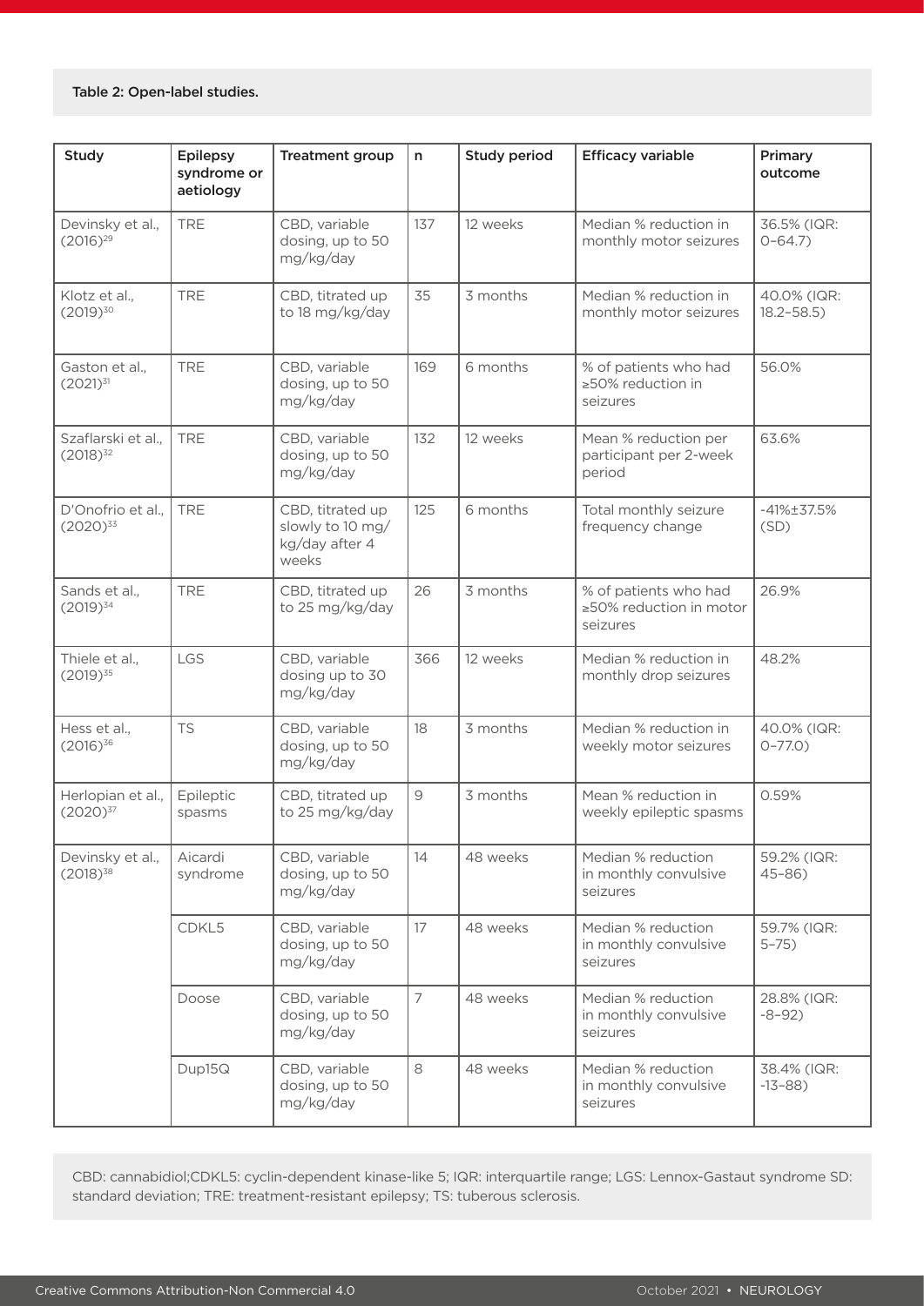Table 2: Open-label studies.

| Study | Epilepsy syndrome or aetiology | Treatment group | n | Study period | Efficacy variable | Primary outcome |
|---|---|---|---|---|---|---|
| Devinsky et al., (2016)[29] | TRE | CBD, variable dosing, up to 50 mg/kg/day | 137 | 12 weeks | Median % reduction in monthly motor seizures | 36.5% (IQR: 0–64.7) |
| Klotz et al., (2019)[30] | TRE | CBD, titrated up to 18 mg/kg/day | 35 | 3 months | Median % reduction in monthly motor seizures | 40.0% (IQR: 18.2–58.5) |
| Gaston et al., (2021)[31] | TRE | CBD, variable dosing, up to 50 mg/kg/day | 169 | 6 months | % of patients who had ≥50% reduction in seizures | 56.0% |
| Szaflarski et al., (2018)[32] | TRE | CBD, variable dosing, up to 50 mg/kg/day | 132 | 12 weeks | Mean % reduction per participant per 2-week period | 63.6% |
| D'Onofrio et al., (2020)[33] | TRE | CBD, titrated up slowly to 10 mg/kg/day after 4 weeks | 125 | 6 months | Total monthly seizure frequency change | -41%±37.5% (SD) |
| Sands et al., (2019)[34] | TRE | CBD, titrated up to 25 mg/kg/day | 26 | 3 months | % of patients who had ≥50% reduction in motor seizures | 26.9% |
| Thiele et al., (2019)[35] | LGS | CBD, variable dosing up to 30 mg/kg/day | 366 | 12 weeks | Median % reduction in monthly drop seizures | 48.2% |
| Hess et al., (2016)[36] | TS | CBD, variable dosing, up to 50 mg/kg/day | 18 | 3 months | Median % reduction in weekly motor seizures | 40.0% (IQR: 0–77.0) |
| Herlopian et al., (2020)[37] | Epileptic spasms | CBD, titrated up to 25 mg/kg/day | 9 | 3 months | Mean % reduction in weekly epileptic spasms | 0.59% |
| Devinsky et al., (2018)[38] | Aicardi syndrome | CBD, variable dosing, up to 50 mg/kg/day | 14 | 48 weeks | Median % reduction in monthly convulsive seizures | 59.2% (IQR: 45–86) |
| | CDKL5 | CBD, variable dosing, up to 50 mg/kg/day | 17 | 48 weeks | Median % reduction in monthly convulsive seizures | 59.7% (IQR: 5–75) |
| | Doose | CBD, variable dosing, up to 50 mg/kg/day | 7 | 48 weeks | Median % reduction in monthly convulsive seizures | 28.8% (IQR: -8–92) |
| | Dup15Q | CBD, variable dosing, up to 50 mg/kg/day | 8 | 48 weeks | Median % reduction in monthly convulsive seizures | 38.4% (IQR: -13–88) |

CBD: cannabidiol;CDKL5: cyclin-dependent kinase-like 5; IQR: interquartile range; LGS: Lennox-Gastaut syndrome SD: standard deviation; TRE: treatment-resistant epilepsy; TS: tuberous sclerosis.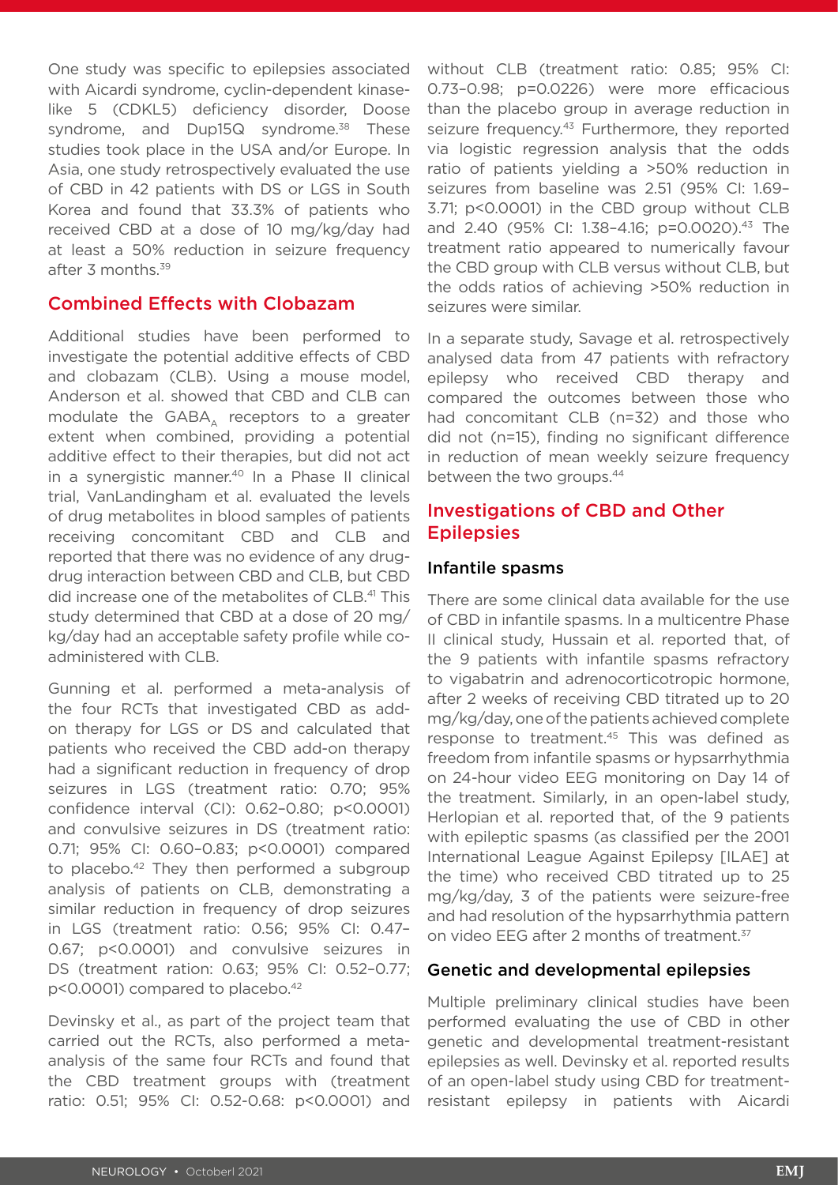One study was specific to epilepsies associated with Aicardi syndrome, cyclin-dependent kinase-like 5 (CDKL5) deficiency disorder, Doose syndrome, and Dup15Q syndrome.[38] These studies took place in the USA and/or Europe. In Asia, one study retrospectively evaluated the use of CBD in 42 patients with DS or LGS in South Korea and found that 33.3% of patients who received CBD at a dose of 10 mg/kg/day had at least a 50% reduction in seizure frequency after 3 months.[39]

## Combined Effects with Clobazam

Additional studies have been performed to investigate the potential additive effects of CBD and clobazam (CLB). Using a mouse model, Anderson et al. showed that CBD and CLB can modulate the $GABA_A$ receptors to a greater extent when combined, providing a potential additive effect to their therapies, but did not act in a synergistic manner.[40] In a Phase II clinical trial, VanLandingham et al. evaluated the levels of drug metabolites in blood samples of patients receiving concomitant CBD and CLB and reported that there was no evidence of any drug-drug interaction between CBD and CLB, but CBD did increase one of the metabolites of CLB.[41] This study determined that CBD at a dose of 20 mg/kg/day had an acceptable safety profile while co-administered with CLB.

Gunning et al. performed a meta-analysis of the four RCTs that investigated CBD as add-on therapy for LGS or DS and calculated that patients who received the CBD add-on therapy had a significant reduction in frequency of drop seizures in LGS (treatment ratio: 0.70; 95% confidence interval (CI): 0.62–0.80; p<0.0001) and convulsive seizures in DS (treatment ratio: 0.71; 95% CI: 0.60–0.83; p<0.0001) compared to placebo.[42] They then performed a subgroup analysis of patients on CLB, demonstrating a similar reduction in frequency of drop seizures in LGS (treatment ratio: 0.56; 95% CI: 0.47–0.67; p<0.0001) and convulsive seizures in DS (treatment ration: 0.63; 95% CI: 0.52–0.77; p<0.0001) compared to placebo.[42]

Devinsky et al., as part of the project team that carried out the RCTs, also performed a meta-analysis of the same four RCTs and found that the CBD treatment groups with (treatment ratio: 0.51; 95% CI: 0.52-0.68: p<0.0001) and without CLB (treatment ratio: 0.85; 95% CI: 0.73–0.98; p=0.0226) were more efficacious than the placebo group in average reduction in seizure frequency.[43] Furthermore, they reported via logistic regression analysis that the odds ratio of patients yielding a >50% reduction in seizures from baseline was 2.51 (95% CI: 1.69–3.71; p<0.0001) in the CBD group without CLB and 2.40 (95% CI: 1.38–4.16; p=0.0020).[43] The treatment ratio appeared to numerically favour the CBD group with CLB versus without CLB, but the odds ratios of achieving >50% reduction in seizures were similar.

In a separate study, Savage et al. retrospectively analysed data from 47 patients with refractory epilepsy who received CBD therapy and compared the outcomes between those who had concomitant CLB (n=32) and those who did not (n=15), finding no significant difference in reduction of mean weekly seizure frequency between the two groups.[44]

## Investigations of CBD and Other Epilepsies

### Infantile spasms

There are some clinical data available for the use of CBD in infantile spasms. In a multicentre Phase II clinical study, Hussain et al. reported that, of the 9 patients with infantile spasms refractory to vigabatrin and adrenocorticotropic hormone, after 2 weeks of receiving CBD titrated up to 20 mg/kg/day, one of the patients achieved complete response to treatment.[45] This was defined as freedom from infantile spasms or hypsarrhythmia on 24-hour video EEG monitoring on Day 14 of the treatment. Similarly, in an open-label study, Herlopian et al. reported that, of the 9 patients with epileptic spasms (as classified per the 2001 International League Against Epilepsy [ILAE] at the time) who received CBD titrated up to 25 mg/kg/day, 3 of the patients were seizure-free and had resolution of the hypsarrhythmia pattern on video EEG after 2 months of treatment.[37]

### Genetic and developmental epilepsies

Multiple preliminary clinical studies have been performed evaluating the use of CBD in other genetic and developmental treatment-resistant epilepsies as well. Devinsky et al. reported results of an open-label study using CBD for treatment-resistant epilepsy in patients with Aicardi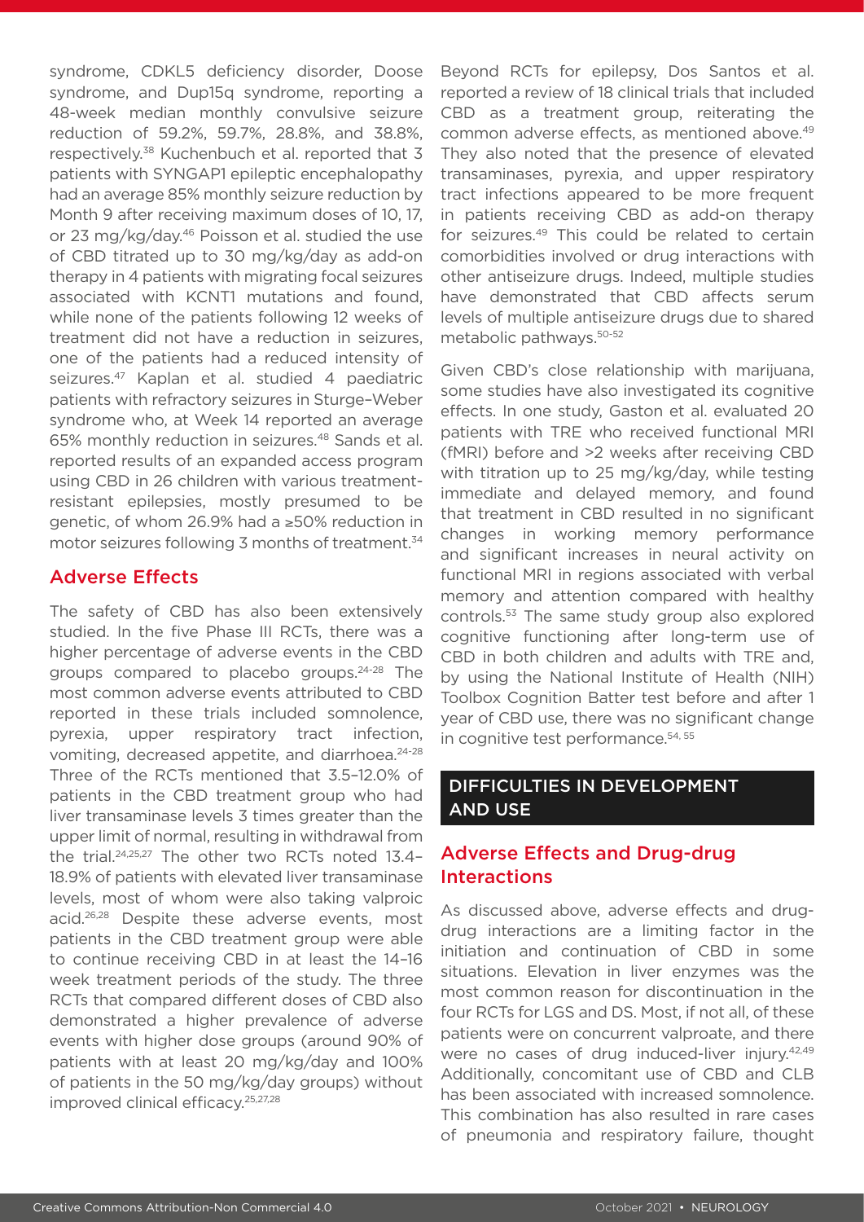syndrome, CDKL5 deficiency disorder, Doose syndrome, and Dup15q syndrome, reporting a 48-week median monthly convulsive seizure reduction of 59.2%, 59.7%, 28.8%, and 38.8%, respectively.[38] Kuchenbuch et al. reported that 3 patients with SYNGAP1 epileptic encephalopathy had an average 85% monthly seizure reduction by Month 9 after receiving maximum doses of 10, 17, or 23 mg/kg/day.[46] Poisson et al. studied the use of CBD titrated up to 30 mg/kg/day as add-on therapy in 4 patients with migrating focal seizures associated with KCNT1 mutations and found, while none of the patients following 12 weeks of treatment did not have a reduction in seizures, one of the patients had a reduced intensity of seizures.[47] Kaplan et al. studied 4 paediatric patients with refractory seizures in Sturge–Weber syndrome who, at Week 14 reported an average 65% monthly reduction in seizures.[48] Sands et al. reported results of an expanded access program using CBD in 26 children with various treatment-resistant epilepsies, mostly presumed to be genetic, of whom 26.9% had a ≥50% reduction in motor seizures following 3 months of treatment.[34]

## Adverse Effects

The safety of CBD has also been extensively studied. In the five Phase III RCTs, there was a higher percentage of adverse events in the CBD groups compared to placebo groups.[24-28] The most common adverse events attributed to CBD reported in these trials included somnolence, pyrexia, upper respiratory tract infection, vomiting, decreased appetite, and diarrhoea.[24-28] Three of the RCTs mentioned that 3.5–12.0% of patients in the CBD treatment group who had liver transaminase levels 3 times greater than the upper limit of normal, resulting in withdrawal from the trial.[24,25,27] The other two RCTs noted 13.4–18.9% of patients with elevated liver transaminase levels, most of whom were also taking valproic acid.[26,28] Despite these adverse events, most patients in the CBD treatment group were able to continue receiving CBD in at least the 14–16 week treatment periods of the study. The three RCTs that compared different doses of CBD also demonstrated a higher prevalence of adverse events with higher dose groups (around 90% of patients with at least 20 mg/kg/day and 100% of patients in the 50 mg/kg/day groups) without improved clinical efficacy.[25,27,28]

Beyond RCTs for epilepsy, Dos Santos et al. reported a review of 18 clinical trials that included CBD as a treatment group, reiterating the common adverse effects, as mentioned above.[49] They also noted that the presence of elevated transaminases, pyrexia, and upper respiratory tract infections appeared to be more frequent in patients receiving CBD as add-on therapy for seizures.[49] This could be related to certain comorbidities involved or drug interactions with other antiseizure drugs. Indeed, multiple studies have demonstrated that CBD affects serum levels of multiple antiseizure drugs due to shared metabolic pathways.[50-52]

Given CBD's close relationship with marijuana, some studies have also investigated its cognitive effects. In one study, Gaston et al. evaluated 20 patients with TRE who received functional MRI (fMRI) before and >2 weeks after receiving CBD with titration up to 25 mg/kg/day, while testing immediate and delayed memory, and found that treatment in CBD resulted in no significant changes in working memory performance and significant increases in neural activity on functional MRI in regions associated with verbal memory and attention compared with healthy controls.[53] The same study group also explored cognitive functioning after long-term use of CBD in both children and adults with TRE and, by using the National Institute of Health (NIH) Toolbox Cognition Batter test before and after 1 year of CBD use, there was no significant change in cognitive test performance.[54, 55]

## DIFFICULTIES IN DEVELOPMENT AND USE

### Adverse Effects and Drug-drug Interactions

As discussed above, adverse effects and drug-drug interactions are a limiting factor in the initiation and continuation of CBD in some situations. Elevation in liver enzymes was the most common reason for discontinuation in the four RCTs for LGS and DS. Most, if not all, of these patients were on concurrent valproate, and there were no cases of drug induced-liver injury.[42,49] Additionally, concomitant use of CBD and CLB has been associated with increased somnolence. This combination has also resulted in rare cases of pneumonia and respiratory failure, thought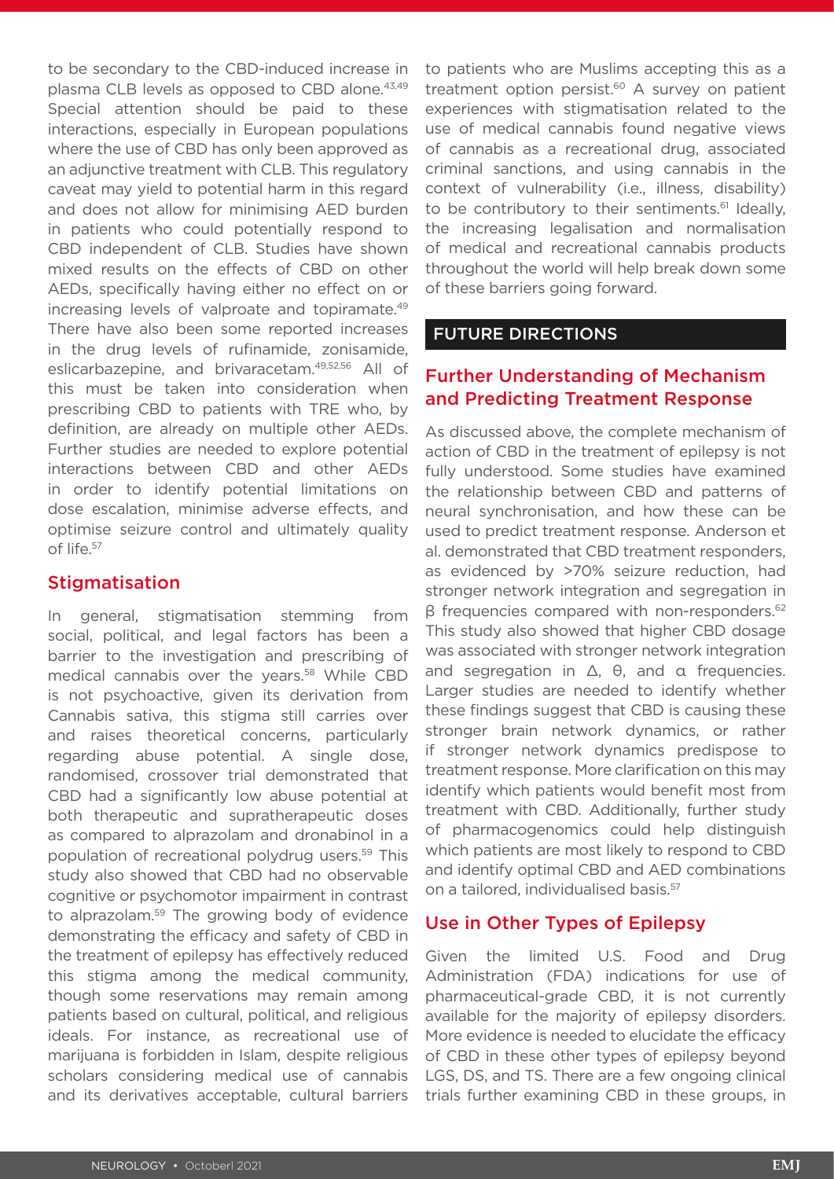to be secondary to the CBD-induced increase in plasma CLB levels as opposed to CBD alone.[43,49] Special attention should be paid to these interactions, especially in European populations where the use of CBD has only been approved as an adjunctive treatment with CLB. This regulatory caveat may yield to potential harm in this regard and does not allow for minimising AED burden in patients who could potentially respond to CBD independent of CLB. Studies have shown mixed results on the effects of CBD on other AEDs, specifically having either no effect on or increasing levels of valproate and topiramate.[49] There have also been some reported increases in the drug levels of rufinamide, zonisamide, eslicarbazepine, and brivaracetam.[49,52,56] All of this must be taken into consideration when prescribing CBD to patients with TRE who, by definition, are already on multiple other AEDs. Further studies are needed to explore potential interactions between CBD and other AEDs in order to identify potential limitations on dose escalation, minimise adverse effects, and optimise seizure control and ultimately quality of life.[57]

### Stigmatisation

In general, stigmatisation stemming from social, political, and legal factors has been a barrier to the investigation and prescribing of medical cannabis over the years.[58] While CBD is not psychoactive, given its derivation from Cannabis sativa, this stigma still carries over and raises theoretical concerns, particularly regarding abuse potential. A single dose, randomised, crossover trial demonstrated that CBD had a significantly low abuse potential at both therapeutic and supratherapeutic doses as compared to alprazolam and dronabinol in a population of recreational polydrug users.[59] This study also showed that CBD had no observable cognitive or psychomotor impairment in contrast to alprazolam.[59] The growing body of evidence demonstrating the efficacy and safety of CBD in the treatment of epilepsy has effectively reduced this stigma among the medical community, though some reservations may remain among patients based on cultural, political, and religious ideals. For instance, as recreational use of marijuana is forbidden in Islam, despite religious scholars considering medical use of cannabis and its derivatives acceptable, cultural barriers to patients who are Muslims accepting this as a treatment option persist.[60] A survey on patient experiences with stigmatisation related to the use of medical cannabis found negative views of cannabis as a recreational drug, associated criminal sanctions, and using cannabis in the context of vulnerability (i.e., illness, disability) to be contributory to their sentiments.[61] Ideally, the increasing legalisation and normalisation of medical and recreational cannabis products throughout the world will help break down some of these barriers going forward.

## FUTURE DIRECTIONS

### Further Understanding of Mechanism and Predicting Treatment Response

As discussed above, the complete mechanism of action of CBD in the treatment of epilepsy is not fully understood. Some studies have examined the relationship between CBD and patterns of neural synchronisation, and how these can be used to predict treatment response. Anderson et al. demonstrated that CBD treatment responders, as evidenced by >70% seizure reduction, had stronger network integration and segregation in β frequencies compared with non-responders.[62] This study also showed that higher CBD dosage was associated with stronger network integration and segregation in Δ, θ, and α frequencies. Larger studies are needed to identify whether these findings suggest that CBD is causing these stronger brain network dynamics, or rather if stronger network dynamics predispose to treatment response. More clarification on this may identify which patients would benefit most from treatment with CBD. Additionally, further study of pharmacogenomics could help distinguish which patients are most likely to respond to CBD and identify optimal CBD and AED combinations on a tailored, individualised basis.[57]

### Use in Other Types of Epilepsy

Given the limited U.S. Food and Drug Administration (FDA) indications for use of pharmaceutical-grade CBD, it is not currently available for the majority of epilepsy disorders. More evidence is needed to elucidate the efficacy of CBD in these other types of epilepsy beyond LGS, DS, and TS. There are a few ongoing clinical trials further examining CBD in these groups, in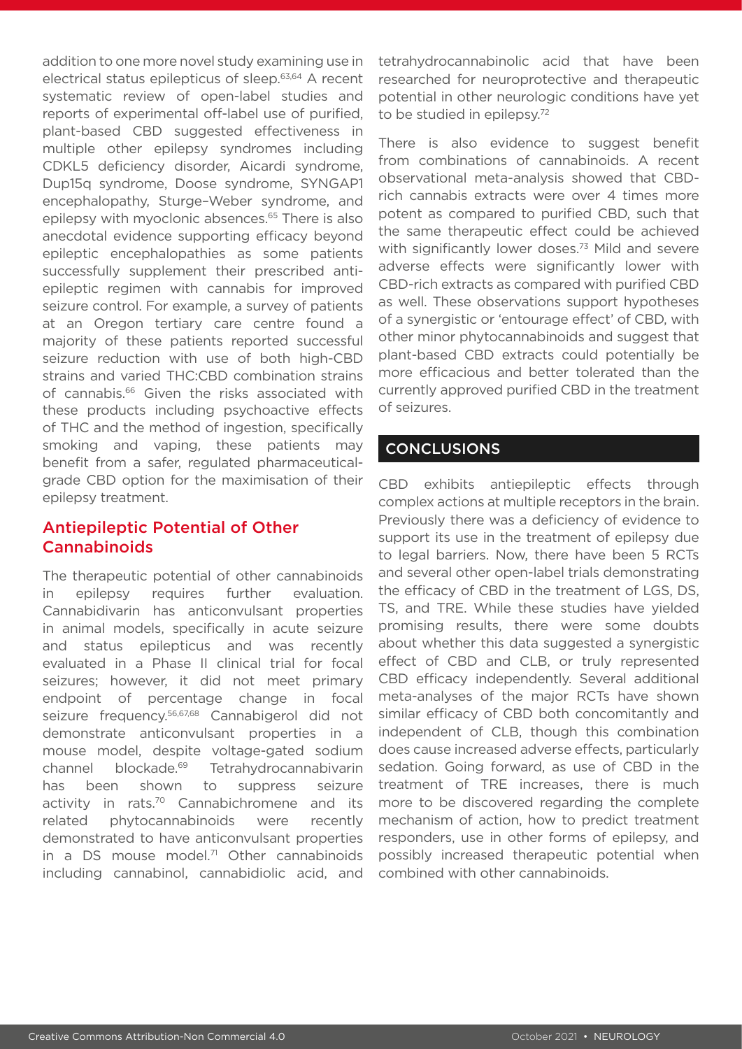addition to one more novel study examining use in electrical status epilepticus of sleep.[63,64] A recent systematic review of open-label studies and reports of experimental off-label use of purified, plant-based CBD suggested effectiveness in multiple other epilepsy syndromes including CDKL5 deficiency disorder, Aicardi syndrome, Dup15q syndrome, Doose syndrome, SYNGAP1 encephalopathy, Sturge–Weber syndrome, and epilepsy with myoclonic absences.[65] There is also anecdotal evidence supporting efficacy beyond epileptic encephalopathies as some patients successfully supplement their prescribed anti-epileptic regimen with cannabis for improved seizure control. For example, a survey of patients at an Oregon tertiary care centre found a majority of these patients reported successful seizure reduction with use of both high-CBD strains and varied THC:CBD combination strains of cannabis.[66] Given the risks associated with these products including psychoactive effects of THC and the method of ingestion, specifically smoking and vaping, these patients may benefit from a safer, regulated pharmaceutical-grade CBD option for the maximisation of their epilepsy treatment.

## Antiepileptic Potential of Other Cannabinoids

The therapeutic potential of other cannabinoids in epilepsy requires further evaluation. Cannabidivarin has anticonvulsant properties in animal models, specifically in acute seizure and status epilepticus and was recently evaluated in a Phase II clinical trial for focal seizures; however, it did not meet primary endpoint of percentage change in focal seizure frequency.[56,67,68] Cannabigerol did not demonstrate anticonvulsant properties in a mouse model, despite voltage-gated sodium channel blockade.[69] Tetrahydrocannabivarin has been shown to suppress seizure activity in rats.[70] Cannabichromene and its related phytocannabinoids were recently demonstrated to have anticonvulsant properties in a DS mouse model.[71] Other cannabinoids including cannabinol, cannabidiolic acid, and tetrahydrocannabinolic acid that have been researched for neuroprotective and therapeutic potential in other neurologic conditions have yet to be studied in epilepsy.[72]

There is also evidence to suggest benefit from combinations of cannabinoids. A recent observational meta-analysis showed that CBD-rich cannabis extracts were over 4 times more potent as compared to purified CBD, such that the same therapeutic effect could be achieved with significantly lower doses.[73] Mild and severe adverse effects were significantly lower with CBD-rich extracts as compared with purified CBD as well. These observations support hypotheses of a synergistic or 'entourage effect' of CBD, with other minor phytocannabinoids and suggest that plant-based CBD extracts could potentially be more efficacious and better tolerated than the currently approved purified CBD in the treatment of seizures.

## CONCLUSIONS

CBD exhibits antiepileptic effects through complex actions at multiple receptors in the brain. Previously there was a deficiency of evidence to support its use in the treatment of epilepsy due to legal barriers. Now, there have been 5 RCTs and several other open-label trials demonstrating the efficacy of CBD in the treatment of LGS, DS, TS, and TRE. While these studies have yielded promising results, there were some doubts about whether this data suggested a synergistic effect of CBD and CLB, or truly represented CBD efficacy independently. Several additional meta-analyses of the major RCTs have shown similar efficacy of CBD both concomitantly and independent of CLB, though this combination does cause increased adverse effects, particularly sedation. Going forward, as use of CBD in the treatment of TRE increases, there is much more to be discovered regarding the complete mechanism of action, how to predict treatment responders, use in other forms of epilepsy, and possibly increased therapeutic potential when combined with other cannabinoids.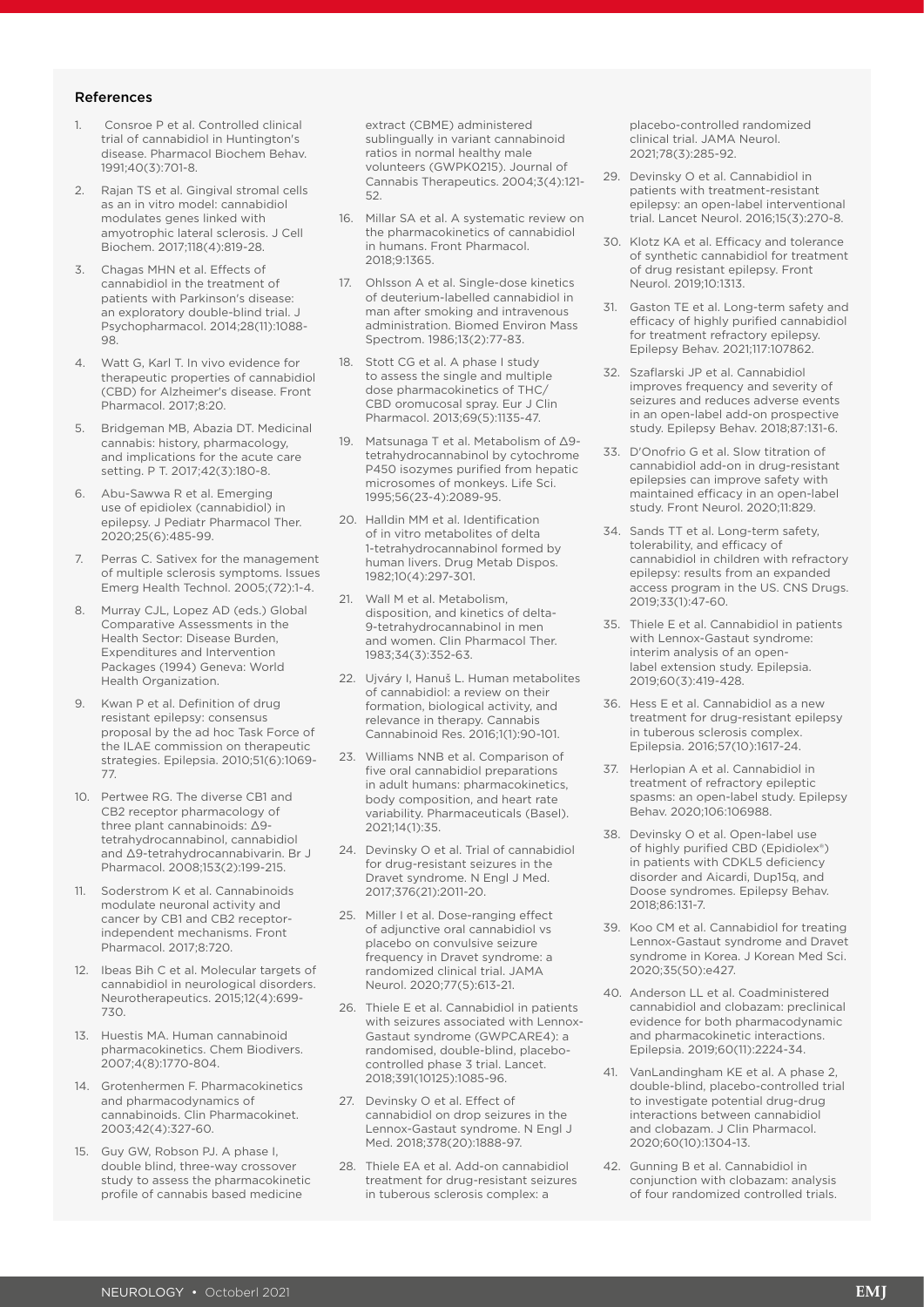## References

1. Consroe P et al. Controlled clinical trial of cannabidiol in Huntington's disease. Pharmacol Biochem Behav. 1991;40(3):701-8.
2. Rajan TS et al. Gingival stromal cells as an in vitro model: cannabidiol modulates genes linked with amyotrophic lateral sclerosis. J Cell Biochem. 2017;118(4):819-28.
3. Chagas MHN et al. Effects of cannabidiol in the treatment of patients with Parkinson's disease: an exploratory double-blind trial. J Psychopharmacol. 2014;28(11):1088-98.
4. Watt G, Karl T. In vivo evidence for therapeutic properties of cannabidiol (CBD) for Alzheimer's disease. Front Pharmacol. 2017;8:20.
5. Bridgeman MB, Abazia DT. Medicinal cannabis: history, pharmacology, and implications for the acute care setting. P T. 2017;42(3):180-8.
6. Abu-Sawwa R et al. Emerging use of epidiolex (cannabidiol) in epilepsy. J Pediatr Pharmacol Ther. 2020;25(6):485-99.
7. Perras C. Sativex for the management of multiple sclerosis symptoms. Issues Emerg Health Technol. 2005;(72):1-4.
8. Murray CJL, Lopez AD (eds.) Global Comparative Assessments in the Health Sector: Disease Burden, Expenditures and Intervention Packages (1994) Geneva: World Health Organization.
9. Kwan P et al. Definition of drug resistant epilepsy: consensus proposal by the ad hoc Task Force of the ILAE commission on therapeutic strategies. Epilepsia. 2010;51(6):1069-77.
10. Pertwee RG. The diverse CB1 and CB2 receptor pharmacology of three plant cannabinoids: Δ9-tetrahydrocannabinol, cannabidiol and Δ9-tetrahydrocannabivarin. Br J Pharmacol. 2008;153(2):199-215.
11. Soderstrom K et al. Cannabinoids modulate neuronal activity and cancer by CB1 and CB2 receptor-independent mechanisms. Front Pharmacol. 2017;8:720.
12. Ibeas Bih C et al. Molecular targets of cannabidiol in neurological disorders. Neurotherapeutics. 2015;12(4):699-730.
13. Huestis MA. Human cannabinoid pharmacokinetics. Chem Biodivers. 2007;4(8):1770-804.
14. Grotenhermen F. Pharmacokinetics and pharmacodynamics of cannabinoids. Clin Pharmacokinet. 2003;42(4):327-60.
15. Guy GW, Robson PJ. A phase I, double blind, three-way crossover study to assess the pharmacokinetic profile of cannabis based medicine extract (CBME) administered sublingually in variant cannabinoid ratios in normal healthy male volunteers (GWPK0215). Journal of Cannabis Therapeutics. 2004;3(4):121-52.
16. Millar SA et al. A systematic review on the pharmacokinetics of cannabidiol in humans. Front Pharmacol. 2018;9:1365.
17. Ohlsson A et al. Single-dose kinetics of deuterium-labelled cannabidiol in man after smoking and intravenous administration. Biomed Environ Mass Spectrom. 1986;13(2):77-83.
18. Stott CG et al. A phase I study to assess the single and multiple dose pharmacokinetics of THC/CBD oromucosal spray. Eur J Clin Pharmacol. 2013;69(5):1135-47.
19. Matsunaga T et al. Metabolism of Δ9-tetrahydrocannabinol by cytochrome P450 isozymes purified from hepatic microsomes of monkeys. Life Sci. 1995;56(23-4):2089-95.
20. Halldin MM et al. Identification of in vitro metabolites of delta 1-tetrahydrocannabinol formed by human livers. Drug Metab Dispos. 1982;10(4):297-301.
21. Wall M et al. Metabolism, disposition, and kinetics of delta-9-tetrahydrocannabinol in men and women. Clin Pharmacol Ther. 1983;34(3):352-63.
22. Ujváry I, Hanuš L. Human metabolites of cannabidiol: a review on their formation, biological activity, and relevance in therapy. Cannabis Cannabinoid Res. 2016;1(1):90-101.
23. Williams NNB et al. Comparison of five oral cannabidiol preparations in adult humans: pharmacokinetics, body composition, and heart rate variability. Pharmaceuticals (Basel). 2021;14(1):35.
24. Devinsky O et al. Trial of cannabidiol for drug-resistant seizures in the Dravet syndrome. N Engl J Med. 2017;376(21):2011-20.
25. Miller I et al. Dose-ranging effect of adjunctive oral cannabidiol vs placebo on convulsive seizure frequency in Dravet syndrome: a randomized clinical trial. JAMA Neurol. 2020;77(5):613-21.
26. Thiele E et al. Cannabidiol in patients with seizures associated with Lennox-Gastaut syndrome (GWPCARE4): a randomised, double-blind, placebo-controlled phase 3 trial. Lancet. 2018;391(10125):1085-96.
27. Devinsky O et al. Effect of cannabidiol on drop seizures in the Lennox-Gastaut syndrome. N Engl J Med. 2018;378(20):1888-97.
28. Thiele EA et al. Add-on cannabidiol treatment for drug-resistant seizures in tuberous sclerosis complex: a placebo-controlled randomized clinical trial. JAMA Neurol. 2021;78(3):285-92.
29. Devinsky O et al. Cannabidiol in patients with treatment-resistant epilepsy: an open-label interventional trial. Lancet Neurol. 2016;15(3):270-8.
30. Klotz KA et al. Efficacy and tolerance of synthetic cannabidiol for treatment of drug resistant epilepsy. Front Neurol. 2019;10:1313.
31. Gaston TE et al. Long-term safety and efficacy of highly purified cannabidiol for treatment refractory epilepsy. Epilepsy Behav. 2021;117:107862.
32. Szaflarski JP et al. Cannabidiol improves frequency and severity of seizures and reduces adverse events in an open-label add-on prospective study. Epilepsy Behav. 2018;87:131-6.
33. D'Onofrio G et al. Slow titration of cannabidiol add-on in drug-resistant epilepsies can improve safety with maintained efficacy in an open-label study. Front Neurol. 2020;11:829.
34. Sands TT et al. Long-term safety, tolerability, and efficacy of cannabidiol in children with refractory epilepsy: results from an expanded access program in the US. CNS Drugs. 2019;33(1):47-60.
35. Thiele E et al. Cannabidiol in patients with Lennox-Gastaut syndrome: interim analysis of an open-label extension study. Epilepsia. 2019;60(3):419-428.
36. Hess E et al. Cannabidiol as a new treatment for drug-resistant epilepsy in tuberous sclerosis complex. Epilepsia. 2016;57(10):1617-24.
37. Herlopian A et al. Cannabidiol in treatment of refractory epileptic spasms: an open-label study. Epilepsy Behav. 2020;106:106988.
38. Devinsky O et al. Open-label use of highly purified CBD (Epidiolex®) in patients with CDKL5 deficiency disorder and Aicardi, Dup15q, and Doose syndromes. Epilepsy Behav. 2018;86:131-7.
39. Koo CM et al. Cannabidiol for treating Lennox-Gastaut syndrome and Dravet syndrome in Korea. J Korean Med Sci. 2020;35(50):e427.
40. Anderson LL et al. Coadministered cannabidiol and clobazam: preclinical evidence for both pharmacodynamic and pharmacokinetic interactions. Epilepsia. 2019;60(11):2224-34.
41. VanLandingham KE et al. A phase 2, double-blind, placebo-controlled trial to investigate potential drug-drug interactions between cannabidiol and clobazam. J Clin Pharmacol. 2020;60(10):1304-13.
42. Gunning B et al. Cannabidiol in conjunction with clobazam: analysis of four randomized controlled trials.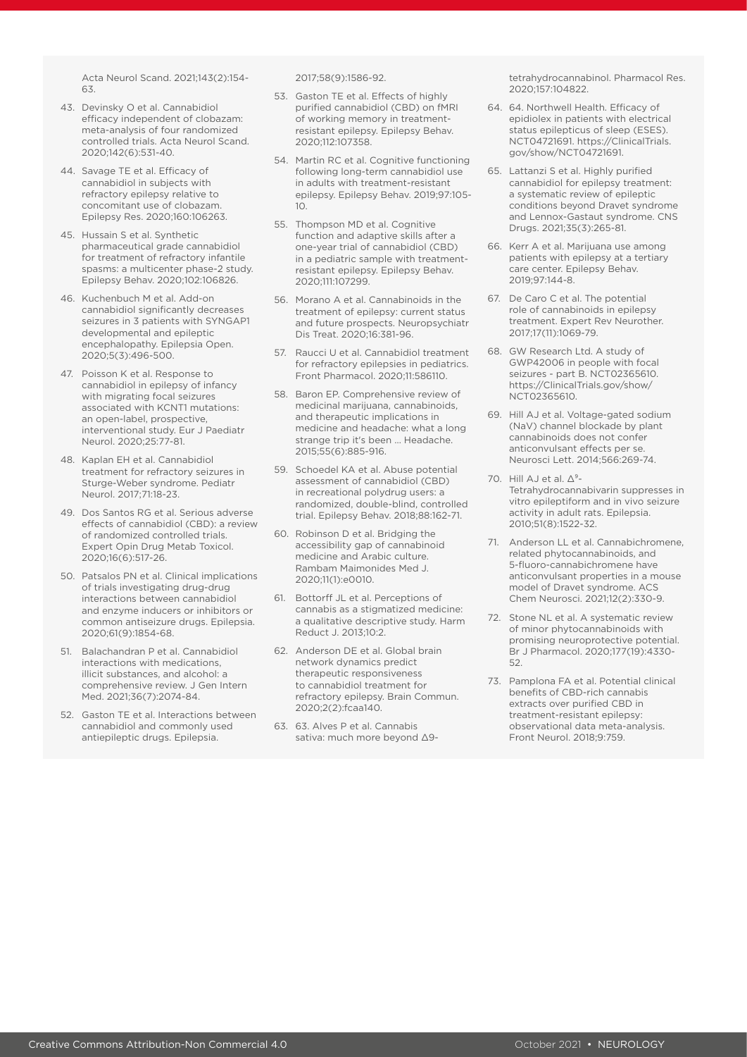Acta Neurol Scand. 2021;143(2):154-63.

43. Devinsky O et al. Cannabidiol efficacy independent of clobazam: meta-analysis of four randomized controlled trials. Acta Neurol Scand. 2020;142(6):531-40.
44. Savage TE et al. Efficacy of cannabidiol in subjects with refractory epilepsy relative to concomitant use of clobazam. Epilepsy Res. 2020;160:106263.
45. Hussain S et al. Synthetic pharmaceutical grade cannabidiol for treatment of refractory infantile spasms: a multicenter phase-2 study. Epilepsy Behav. 2020;102:106826.
46. Kuchenbuch M et al. Add-on cannabidiol significantly decreases seizures in 3 patients with SYNGAP1 developmental and epileptic encephalopathy. Epilepsia Open. 2020;5(3):496-500.
47. Poisson K et al. Response to cannabidiol in epilepsy of infancy with migrating focal seizures associated with KCNT1 mutations: an open-label, prospective, interventional study. Eur J Paediatr Neurol. 2020;25:77-81.
48. Kaplan EH et al. Cannabidiol treatment for refractory seizures in Sturge-Weber syndrome. Pediatr Neurol. 2017;71:18-23.
49. Dos Santos RG et al. Serious adverse effects of cannabidiol (CBD): a review of randomized controlled trials. Expert Opin Drug Metab Toxicol. 2020;16(6):517-26.
50. Patsalos PN et al. Clinical implications of trials investigating drug-drug interactions between cannabidiol and enzyme inducers or inhibitors or common antiseizure drugs. Epilepsia. 2020;61(9):1854-68.
51. Balachandran P et al. Cannabidiol interactions with medications, illicit substances, and alcohol: a comprehensive review. J Gen Intern Med. 2021;36(7):2074-84.
52. Gaston TE et al. Interactions between cannabidiol and commonly used antiepileptic drugs. Epilepsia. 2017;58(9):1586-92.
53. Gaston TE et al. Effects of highly purified cannabidiol (CBD) on fMRI of working memory in treatment-resistant epilepsy. Epilepsy Behav. 2020;112:107358.
54. Martin RC et al. Cognitive functioning following long-term cannabidiol use in adults with treatment-resistant epilepsy. Epilepsy Behav. 2019;97:105-10.
55. Thompson MD et al. Cognitive function and adaptive skills after a one-year trial of cannabidiol (CBD) in a pediatric sample with treatment-resistant epilepsy. Epilepsy Behav. 2020;111:107299.
56. Morano A et al. Cannabinoids in the treatment of epilepsy: current status and future prospects. Neuropsychiatr Dis Treat. 2020;16:381-96.
57. Raucci U et al. Cannabidiol treatment for refractory epilepsies in pediatrics. Front Pharmacol. 2020;11:586110.
58. Baron EP. Comprehensive review of medicinal marijuana, cannabinoids, and therapeutic implications in medicine and headache: what a long strange trip it's been ... Headache. 2015;55(6):885-916.
59. Schoedel KA et al. Abuse potential assessment of cannabidiol (CBD) in recreational polydrug users: a randomized, double-blind, controlled trial. Epilepsy Behav. 2018;88:162-71.
60. Robinson D et al. Bridging the accessibility gap of cannabinoid medicine and Arabic culture. Rambam Maimonides Med J. 2020;11(1):e0010.
61. Bottorff JL et al. Perceptions of cannabis as a stigmatized medicine: a qualitative descriptive study. Harm Reduct J. 2013;10:2.
62. Anderson DE et al. Global brain network dynamics predict therapeutic responsiveness to cannabidiol treatment for refractory epilepsy. Brain Commun. 2020;2(2):fcaa140.
63. 63. Alves P et al. Cannabis sativa: much more beyond Δ9-tetrahydrocannabinol. Pharmacol Res. 2020;157:104822.
64. 64. Northwell Health. Efficacy of epidiolex in patients with electrical status epilepticus of sleep (ESES). NCT04721691. https://ClinicalTrials.gov/show/NCT04721691.
65. Lattanzi S et al. Highly purified cannabidiol for epilepsy treatment: a systematic review of epileptic conditions beyond Dravet syndrome and Lennox-Gastaut syndrome. CNS Drugs. 2021;35(3):265-81.
66. Kerr A et al. Marijuana use among patients with epilepsy at a tertiary care center. Epilepsy Behav. 2019;97:144-8.
67. De Caro C et al. The potential role of cannabinoids in epilepsy treatment. Expert Rev Neurother. 2017;17(11):1069-79.
68. GW Research Ltd. A study of GWP42006 in people with focal seizures - part B. NCT02365610. https://ClinicalTrials.gov/show/NCT02365610.
69. Hill AJ et al. Voltage-gated sodium (NaV) channel blockade by plant cannabinoids does not confer anticonvulsant effects per se. Neurosci Lett. 2014;566:269-74.
70. Hill AJ et al. $\Delta^9$-Tetrahydrocannabivarin suppresses in vitro epileptiform and in vivo seizure activity in adult rats. Epilepsia. 2010;51(8):1522-32.
71. Anderson LL et al. Cannabichromene, related phytocannabinoids, and 5-fluoro-cannabichromene have anticonvulsant properties in a mouse model of Dravet syndrome. ACS Chem Neurosci. 2021;12(2):330-9.
72. Stone NL et al. A systematic review of minor phytocannabinoids with promising neuroprotective potential. Br J Pharmacol. 2020;177(19):4330-52.
73. Pamplona FA et al. Potential clinical benefits of CBD-rich cannabis extracts over purified CBD in treatment-resistant epilepsy: observational data meta-analysis. Front Neurol. 2018;9:759.